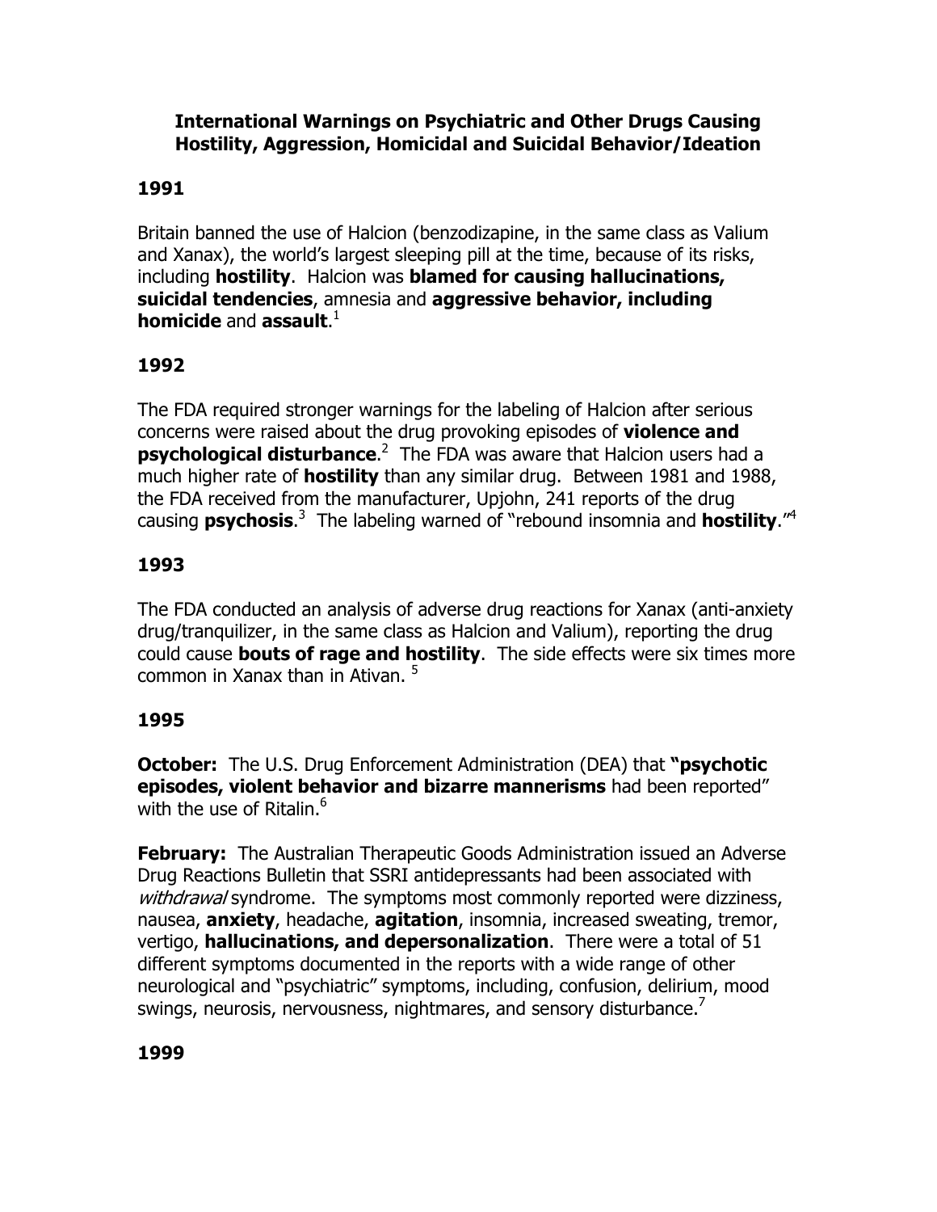# International Warnings on Psychiatric and Other Drugs Causing Hostility, Aggression, Homicidal and Suicidal Behavior/Ideation

## 1991

Britain banned the use of Halcion (benzodizapine, in the same class as Valium and Xanax), the world's largest sleeping pill at the time, because of its risks, including **hostility**. Halcion was **blamed for causing hallucinations, suicidal tendencies**, amnesia and **aggressive behavior, including homicide** and **assault**.[1]

## 1992

The FDA required stronger warnings for the labeling of Halcion after serious concerns were raised about the drug provoking episodes of **violence and psychological disturbance**.[2] The FDA was aware that Halcion users had a much higher rate of **hostility** than any similar drug. Between 1981 and 1988, the FDA received from the manufacturer, Upjohn, 241 reports of the drug causing **psychosis**.[3] The labeling warned of "rebound insomnia and **hostility**."[4]

## 1993

The FDA conducted an analysis of adverse drug reactions for Xanax (anti-anxiety drug/tranquilizer, in the same class as Halcion and Valium), reporting the drug could cause **bouts of rage and hostility**. The side effects were six times more common in Xanax than in Ativan. [5]

## 1995

**October:** The U.S. Drug Enforcement Administration (DEA) that **"psychotic episodes, violent behavior and bizarre mannerisms** had been reported" with the use of Ritalin.[6]

**February:** The Australian Therapeutic Goods Administration issued an Adverse Drug Reactions Bulletin that SSRI antidepressants had been associated with *withdrawal* syndrome. The symptoms most commonly reported were dizziness, nausea, **anxiety**, headache, **agitation**, insomnia, increased sweating, tremor, vertigo, **hallucinations, and depersonalization**. There were a total of 51 different symptoms documented in the reports with a wide range of other neurological and "psychiatric" symptoms, including, confusion, delirium, mood swings, neurosis, nervousness, nightmares, and sensory disturbance.[7]

## 1999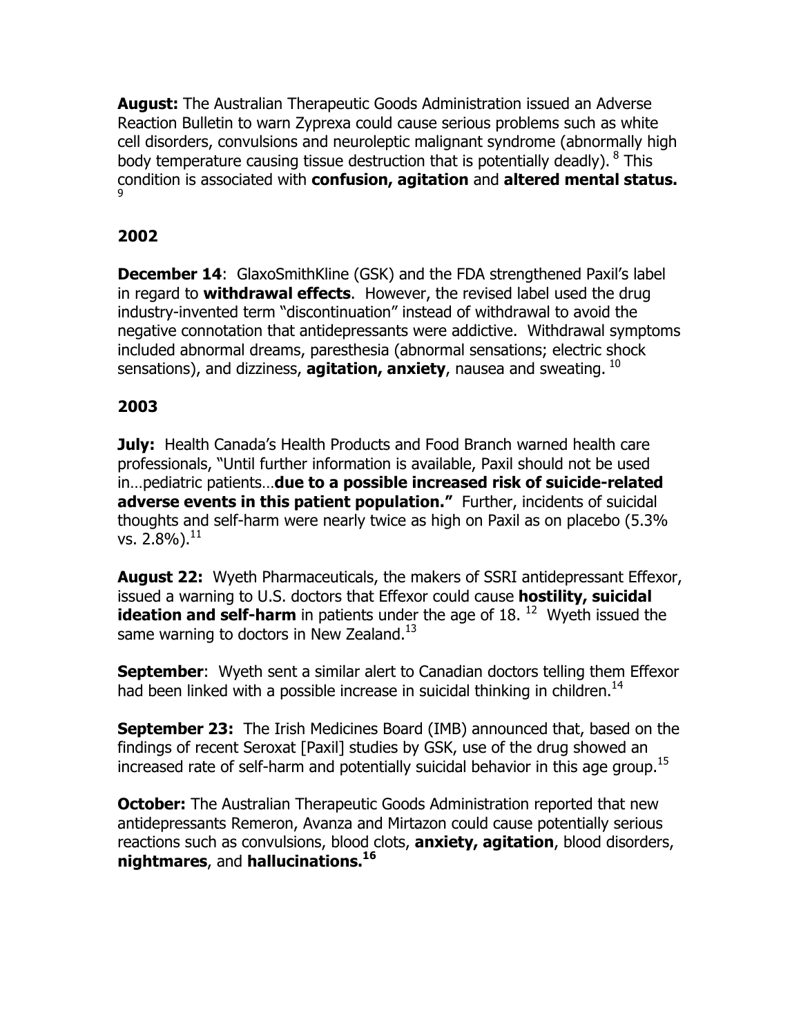**August:** The Australian Therapeutic Goods Administration issued an Adverse Reaction Bulletin to warn Zyprexa could cause serious problems such as white cell disorders, convulsions and neuroleptic malignant syndrome (abnormally high body temperature causing tissue destruction that is potentially deadly). [8] This condition is associated with **confusion, agitation** and **altered mental status.** [9]

## 2002

**December 14**: GlaxoSmithKline (GSK) and the FDA strengthened Paxil's label in regard to **withdrawal effects**. However, the revised label used the drug industry-invented term "discontinuation" instead of withdrawal to avoid the negative connotation that antidepressants were addictive. Withdrawal symptoms included abnormal dreams, paresthesia (abnormal sensations; electric shock sensations), and dizziness, **agitation, anxiety**, nausea and sweating. [10]

## 2003

**July:** Health Canada's Health Products and Food Branch warned health care professionals, "Until further information is available, Paxil should not be used in…pediatric patients…**due to a possible increased risk of suicide-related adverse events in this patient population."** Further, incidents of suicidal thoughts and self-harm were nearly twice as high on Paxil as on placebo (5.3% vs. 2.8%).[11]

**August 22:** Wyeth Pharmaceuticals, the makers of SSRI antidepressant Effexor, issued a warning to U.S. doctors that Effexor could cause **hostility, suicidal ideation and self-harm** in patients under the age of 18. [12] Wyeth issued the same warning to doctors in New Zealand.[13]

**September**: Wyeth sent a similar alert to Canadian doctors telling them Effexor had been linked with a possible increase in suicidal thinking in children.[14]

**September 23:** The Irish Medicines Board (IMB) announced that, based on the findings of recent Seroxat [Paxil] studies by GSK, use of the drug showed an increased rate of self-harm and potentially suicidal behavior in this age group.[15]

**October:** The Australian Therapeutic Goods Administration reported that new antidepressants Remeron, Avanza and Mirtazon could cause potentially serious reactions such as convulsions, blood clots, **anxiety, agitation**, blood disorders, **nightmares**, and **hallucinations.**[16]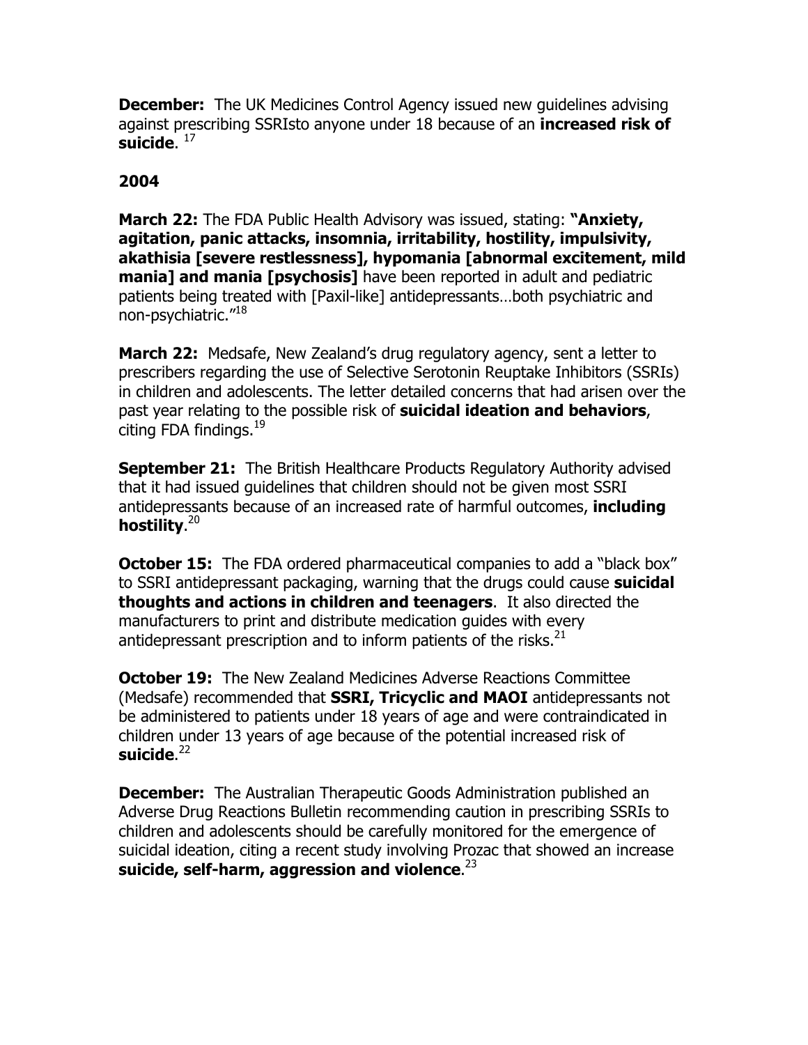**December:** The UK Medicines Control Agency issued new guidelines advising against prescribing SSRIsto anyone under 18 because of an **increased risk of suicide**. [17]

**2004**

**March 22:** The FDA Public Health Advisory was issued, stating: **"Anxiety, agitation, panic attacks, insomnia, irritability, hostility, impulsivity, akathisia [severe restlessness], hypomania [abnormal excitement, mild mania] and mania [psychosis]** have been reported in adult and pediatric patients being treated with [Paxil-like] antidepressants…both psychiatric and non-psychiatric."[18]

**March 22:** Medsafe, New Zealand's drug regulatory agency, sent a letter to prescribers regarding the use of Selective Serotonin Reuptake Inhibitors (SSRIs) in children and adolescents. The letter detailed concerns that had arisen over the past year relating to the possible risk of **suicidal ideation and behaviors**, citing FDA findings.[19]

**September 21:** The British Healthcare Products Regulatory Authority advised that it had issued guidelines that children should not be given most SSRI antidepressants because of an increased rate of harmful outcomes, **including hostility**.[20]

**October 15:** The FDA ordered pharmaceutical companies to add a "black box" to SSRI antidepressant packaging, warning that the drugs could cause **suicidal thoughts and actions in children and teenagers**. It also directed the manufacturers to print and distribute medication guides with every antidepressant prescription and to inform patients of the risks.[21]

**October 19:** The New Zealand Medicines Adverse Reactions Committee (Medsafe) recommended that **SSRI, Tricyclic and MAOI** antidepressants not be administered to patients under 18 years of age and were contraindicated in children under 13 years of age because of the potential increased risk of **suicide**.[22]

**December:** The Australian Therapeutic Goods Administration published an Adverse Drug Reactions Bulletin recommending caution in prescribing SSRIs to children and adolescents should be carefully monitored for the emergence of suicidal ideation, citing a recent study involving Prozac that showed an increase **suicide, self-harm, aggression and violence**.[23]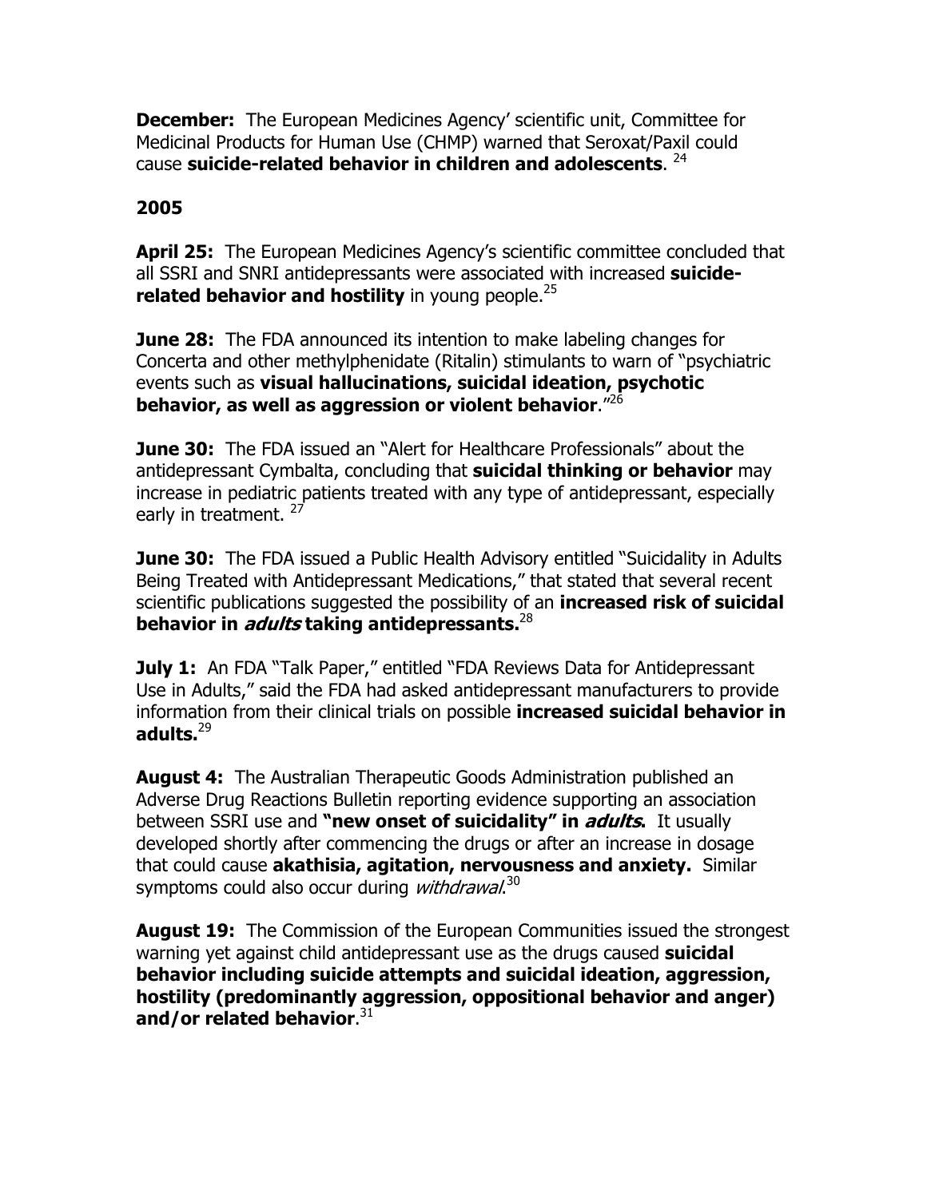**December:** The European Medicines Agency' scientific unit, Committee for Medicinal Products for Human Use (CHMP) warned that Seroxat/Paxil could cause **suicide-related behavior in children and adolescents**. [24]

**2005**

**April 25:** The European Medicines Agency's scientific committee concluded that all SSRI and SNRI antidepressants were associated with increased **suicide-related behavior and hostility** in young people.[25]

**June 28:** The FDA announced its intention to make labeling changes for Concerta and other methylphenidate (Ritalin) stimulants to warn of "psychiatric events such as **visual hallucinations, suicidal ideation, psychotic behavior, as well as aggression or violent behavior**."[26]

**June 30:** The FDA issued an "Alert for Healthcare Professionals" about the antidepressant Cymbalta, concluding that **suicidal thinking or behavior** may increase in pediatric patients treated with any type of antidepressant, especially early in treatment. [27]

**June 30:** The FDA issued a Public Health Advisory entitled "Suicidality in Adults Being Treated with Antidepressant Medications," that stated that several recent scientific publications suggested the possibility of an **increased risk of suicidal behavior in *adults* taking antidepressants.**[28]

**July 1:** An FDA "Talk Paper," entitled "FDA Reviews Data for Antidepressant Use in Adults," said the FDA had asked antidepressant manufacturers to provide information from their clinical trials on possible **increased suicidal behavior in adults.**[29]

**August 4:** The Australian Therapeutic Goods Administration published an Adverse Drug Reactions Bulletin reporting evidence supporting an association between SSRI use and **"new onset of suicidality" in *adults*.** It usually developed shortly after commencing the drugs or after an increase in dosage that could cause **akathisia, agitation, nervousness and anxiety.** Similar symptoms could also occur during *withdrawal*.[30]

**August 19:** The Commission of the European Communities issued the strongest warning yet against child antidepressant use as the drugs caused **suicidal behavior including suicide attempts and suicidal ideation, aggression, hostility (predominantly aggression, oppositional behavior and anger) and/or related behavior**.[31]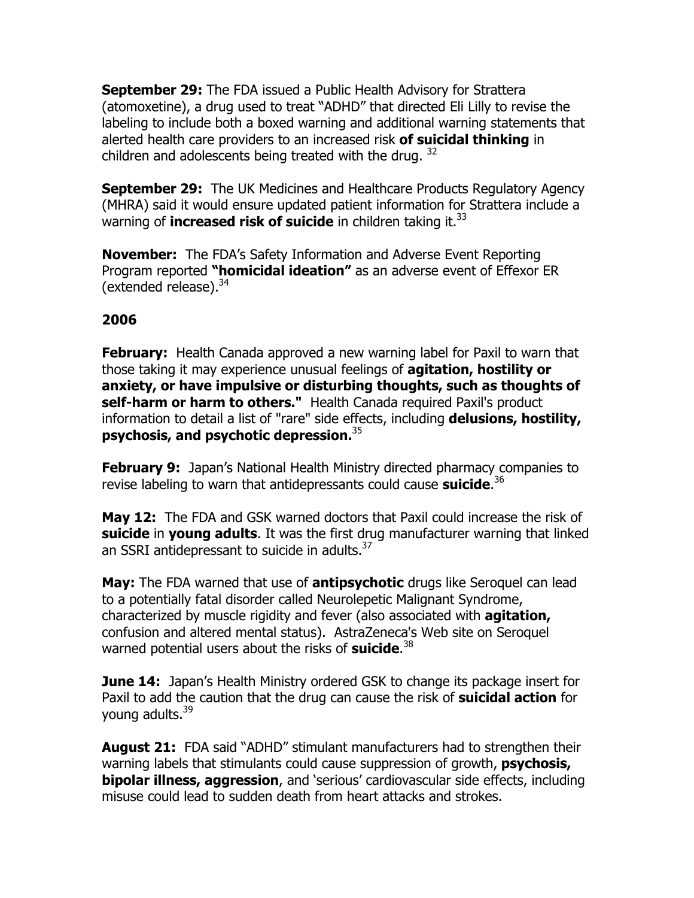**September 29:** The FDA issued a Public Health Advisory for Strattera (atomoxetine), a drug used to treat "ADHD" that directed Eli Lilly to revise the labeling to include both a boxed warning and additional warning statements that alerted health care providers to an increased risk **of suicidal thinking** in children and adolescents being treated with the drug. [32]

**September 29:** The UK Medicines and Healthcare Products Regulatory Agency (MHRA) said it would ensure updated patient information for Strattera include a warning of **increased risk of suicide** in children taking it.[33]

**November:** The FDA's Safety Information and Adverse Event Reporting Program reported **"homicidal ideation"** as an adverse event of Effexor ER (extended release).[34]

**2006**

**February:** Health Canada approved a new warning label for Paxil to warn that those taking it may experience unusual feelings of **agitation, hostility or anxiety, or have impulsive or disturbing thoughts, such as thoughts of self-harm or harm to others."** Health Canada required Paxil's product information to detail a list of "rare" side effects, including **delusions, hostility, psychosis, and psychotic depression.**[35]

**February 9:** Japan's National Health Ministry directed pharmacy companies to revise labeling to warn that antidepressants could cause **suicide**.[36]

**May 12:** The FDA and GSK warned doctors that Paxil could increase the risk of **suicide** in **young adults**. It was the first drug manufacturer warning that linked an SSRI antidepressant to suicide in adults.[37]

**May:** The FDA warned that use of **antipsychotic** drugs like Seroquel can lead to a potentially fatal disorder called Neurolepetic Malignant Syndrome, characterized by muscle rigidity and fever (also associated with **agitation,** confusion and altered mental status). AstraZeneca's Web site on Seroquel warned potential users about the risks of **suicide**.[38]

**June 14:** Japan's Health Ministry ordered GSK to change its package insert for Paxil to add the caution that the drug can cause the risk of **suicidal action** for young adults.[39]

**August 21:** FDA said "ADHD" stimulant manufacturers had to strengthen their warning labels that stimulants could cause suppression of growth, **psychosis, bipolar illness, aggression**, and 'serious' cardiovascular side effects, including misuse could lead to sudden death from heart attacks and strokes.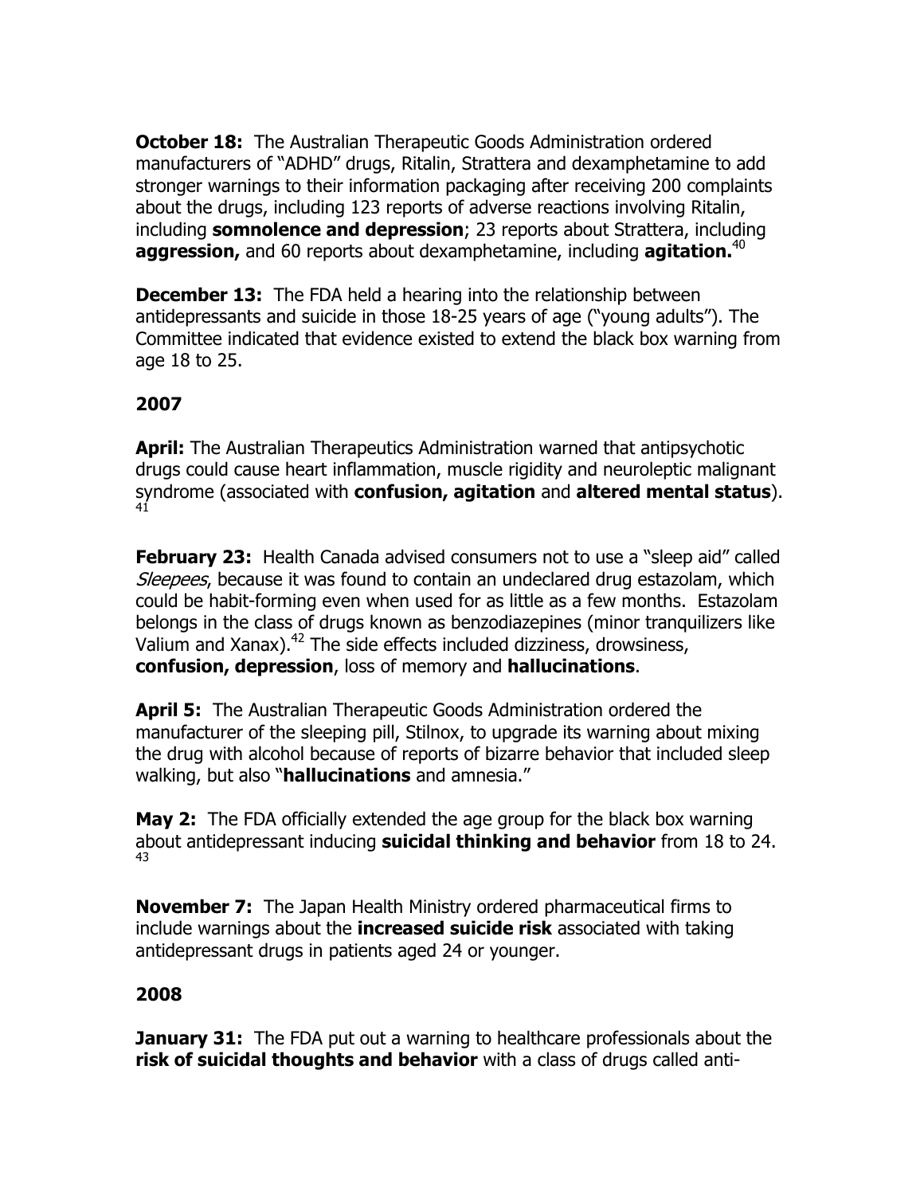**October 18:** The Australian Therapeutic Goods Administration ordered manufacturers of "ADHD" drugs, Ritalin, Strattera and dexamphetamine to add stronger warnings to their information packaging after receiving 200 complaints about the drugs, including 123 reports of adverse reactions involving Ritalin, including **somnolence and depression**; 23 reports about Strattera, including **aggression,** and 60 reports about dexamphetamine, including **agitation.**[40]

**December 13:** The FDA held a hearing into the relationship between antidepressants and suicide in those 18-25 years of age ("young adults"). The Committee indicated that evidence existed to extend the black box warning from age 18 to 25.

**2007**

**April:** The Australian Therapeutics Administration warned that antipsychotic drugs could cause heart inflammation, muscle rigidity and neuroleptic malignant syndrome (associated with **confusion, agitation** and **altered mental status**).[41]

**February 23:** Health Canada advised consumers not to use a "sleep aid" called *Sleepees*, because it was found to contain an undeclared drug estazolam, which could be habit-forming even when used for as little as a few months. Estazolam belongs in the class of drugs known as benzodiazepines (minor tranquilizers like Valium and Xanax).[42] The side effects included dizziness, drowsiness, **confusion, depression**, loss of memory and **hallucinations**.

**April 5:** The Australian Therapeutic Goods Administration ordered the manufacturer of the sleeping pill, Stilnox, to upgrade its warning about mixing the drug with alcohol because of reports of bizarre behavior that included sleep walking, but also "**hallucinations** and amnesia."

**May 2:** The FDA officially extended the age group for the black box warning about antidepressant inducing **suicidal thinking and behavior** from 18 to 24.[43]

**November 7:** The Japan Health Ministry ordered pharmaceutical firms to include warnings about the **increased suicide risk** associated with taking antidepressant drugs in patients aged 24 or younger.

**2008**

**January 31:** The FDA put out a warning to healthcare professionals about the **risk of suicidal thoughts and behavior** with a class of drugs called anti-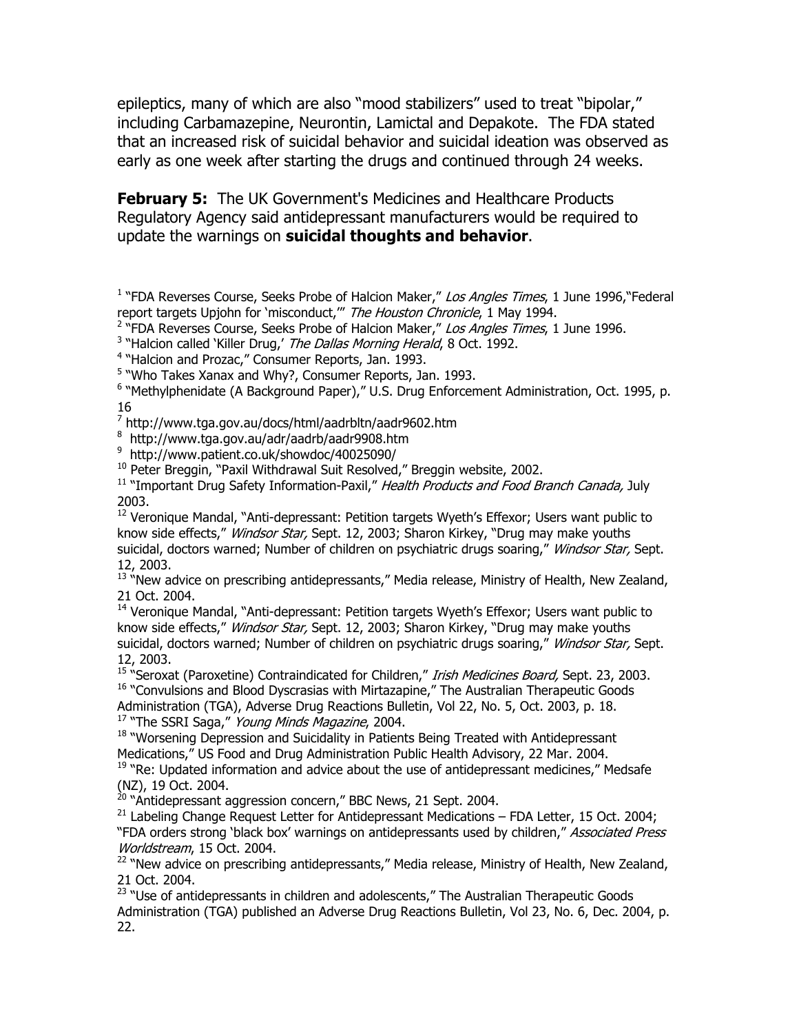epileptics, many of which are also "mood stabilizers" used to treat "bipolar," including Carbamazepine, Neurontin, Lamictal and Depakote. The FDA stated that an increased risk of suicidal behavior and suicidal ideation was observed as early as one week after starting the drugs and continued through 24 weeks.

**February 5:** The UK Government's Medicines and Healthcare Products Regulatory Agency said antidepressant manufacturers would be required to update the warnings on **suicidal thoughts and behavior**.

[1] "FDA Reverses Course, Seeks Probe of Halcion Maker," *Los Angles Times*, 1 June 1996,"Federal report targets Upjohn for 'misconduct,'" *The Houston Chronicle*, 1 May 1994.

[2] "FDA Reverses Course, Seeks Probe of Halcion Maker," *Los Angles Times*, 1 June 1996.

[3] "Halcion called 'Killer Drug,' *The Dallas Morning Herald*, 8 Oct. 1992.

[4] "Halcion and Prozac," Consumer Reports, Jan. 1993.

[5] "Who Takes Xanax and Why?, Consumer Reports, Jan. 1993.

[6] "Methylphenidate (A Background Paper)," U.S. Drug Enforcement Administration, Oct. 1995, p. 16

[7] http://www.tga.gov.au/docs/html/aadrbltn/aadr9602.htm

[8] http://www.tga.gov.au/adr/aadrb/aadr9908.htm

[9] http://www.patient.co.uk/showdoc/40025090/

[10] Peter Breggin, "Paxil Withdrawal Suit Resolved," Breggin website, 2002.

[11] "Important Drug Safety Information-Paxil," *Health Products and Food Branch Canada,* July 2003.

[12] Veronique Mandal, "Anti-depressant: Petition targets Wyeth's Effexor; Users want public to know side effects," *Windsor Star,* Sept. 12, 2003; Sharon Kirkey, "Drug may make youths suicidal, doctors warned; Number of children on psychiatric drugs soaring," *Windsor Star,* Sept. 12, 2003.

[13] "New advice on prescribing antidepressants," Media release, Ministry of Health, New Zealand, 21 Oct. 2004.

[14] Veronique Mandal, "Anti-depressant: Petition targets Wyeth's Effexor; Users want public to know side effects," *Windsor Star,* Sept. 12, 2003; Sharon Kirkey, "Drug may make youths suicidal, doctors warned; Number of children on psychiatric drugs soaring," *Windsor Star,* Sept. 12, 2003.

[15] "Seroxat (Paroxetine) Contraindicated for Children," *Irish Medicines Board,* Sept. 23, 2003.

[16] "Convulsions and Blood Dyscrasias with Mirtazapine," The Australian Therapeutic Goods Administration (TGA), Adverse Drug Reactions Bulletin, Vol 22, No. 5, Oct. 2003, p. 18.

[17] "The SSRI Saga," *Young Minds Magazine*, 2004.

[18] "Worsening Depression and Suicidality in Patients Being Treated with Antidepressant Medications," US Food and Drug Administration Public Health Advisory, 22 Mar. 2004.

[19] "Re: Updated information and advice about the use of antidepressant medicines," Medsafe (NZ), 19 Oct. 2004.

[20] "Antidepressant aggression concern," BBC News, 21 Sept. 2004.

[21] Labeling Change Request Letter for Antidepressant Medications – FDA Letter, 15 Oct. 2004; "FDA orders strong 'black box' warnings on antidepressants used by children," *Associated Press Worldstream*, 15 Oct. 2004.

[22] "New advice on prescribing antidepressants," Media release, Ministry of Health, New Zealand, 21 Oct. 2004.

[23] "Use of antidepressants in children and adolescents," The Australian Therapeutic Goods Administration (TGA) published an Adverse Drug Reactions Bulletin, Vol 23, No. 6, Dec. 2004, p. 22.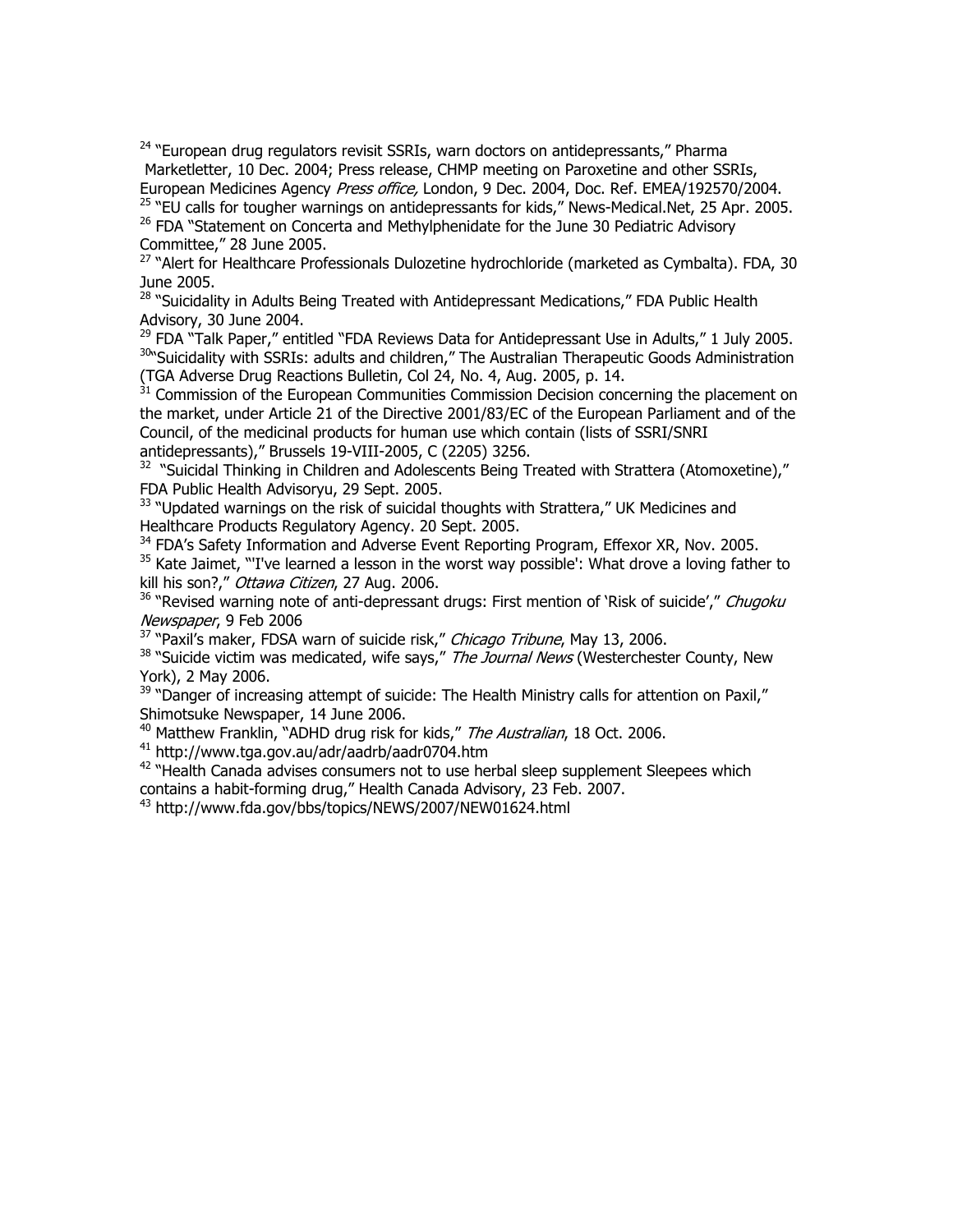[24] "European drug regulators revisit SSRIs, warn doctors on antidepressants," Pharma Marketletter, 10 Dec. 2004; Press release, CHMP meeting on Paroxetine and other SSRIs, European Medicines Agency *Press office,* London, 9 Dec. 2004, Doc. Ref. EMEA/192570/2004.

[25] "EU calls for tougher warnings on antidepressants for kids," News-Medical.Net, 25 Apr. 2005.

[26] FDA "Statement on Concerta and Methylphenidate for the June 30 Pediatric Advisory Committee," 28 June 2005.

[27] "Alert for Healthcare Professionals Dulozetine hydrochloride (marketed as Cymbalta). FDA, 30 June 2005.

[28] "Suicidality in Adults Being Treated with Antidepressant Medications," FDA Public Health Advisory, 30 June 2004.

[29] FDA "Talk Paper," entitled "FDA Reviews Data for Antidepressant Use in Adults," 1 July 2005.

[30] "Suicidality with SSRIs: adults and children," The Australian Therapeutic Goods Administration (TGA Adverse Drug Reactions Bulletin, Col 24, No. 4, Aug. 2005, p. 14.

[31] Commission of the European Communities Commission Decision concerning the placement on the market, under Article 21 of the Directive 2001/83/EC of the European Parliament and of the Council, of the medicinal products for human use which contain (lists of SSRI/SNRI antidepressants)," Brussels 19-VIII-2005, C (2205) 3256.

[32] "Suicidal Thinking in Children and Adolescents Being Treated with Strattera (Atomoxetine)," FDA Public Health Advisoryu, 29 Sept. 2005.

[33] "Updated warnings on the risk of suicidal thoughts with Strattera," UK Medicines and Healthcare Products Regulatory Agency. 20 Sept. 2005.

[34] FDA's Safety Information and Adverse Event Reporting Program, Effexor XR, Nov. 2005.

[35] Kate Jaimet, "'I've learned a lesson in the worst way possible': What drove a loving father to kill his son?," *Ottawa Citizen*, 27 Aug. 2006.

[36] "Revised warning note of anti-depressant drugs: First mention of 'Risk of suicide'," *Chugoku Newspaper*, 9 Feb 2006

[37] "Paxil's maker, FDSA warn of suicide risk," *Chicago Tribune*, May 13, 2006.

[38] "Suicide victim was medicated, wife says," *The Journal News* (Westerchester County, New York), 2 May 2006.

[39] "Danger of increasing attempt of suicide: The Health Ministry calls for attention on Paxil," Shimotsuke Newspaper, 14 June 2006.

[40] Matthew Franklin, "ADHD drug risk for kids," *The Australian*, 18 Oct. 2006.

[41] http://www.tga.gov.au/adr/aadrb/aadr0704.htm

[42] "Health Canada advises consumers not to use herbal sleep supplement Sleepees which contains a habit-forming drug," Health Canada Advisory, 23 Feb. 2007.

[43] http://www.fda.gov/bbs/topics/NEWS/2007/NEW01624.html